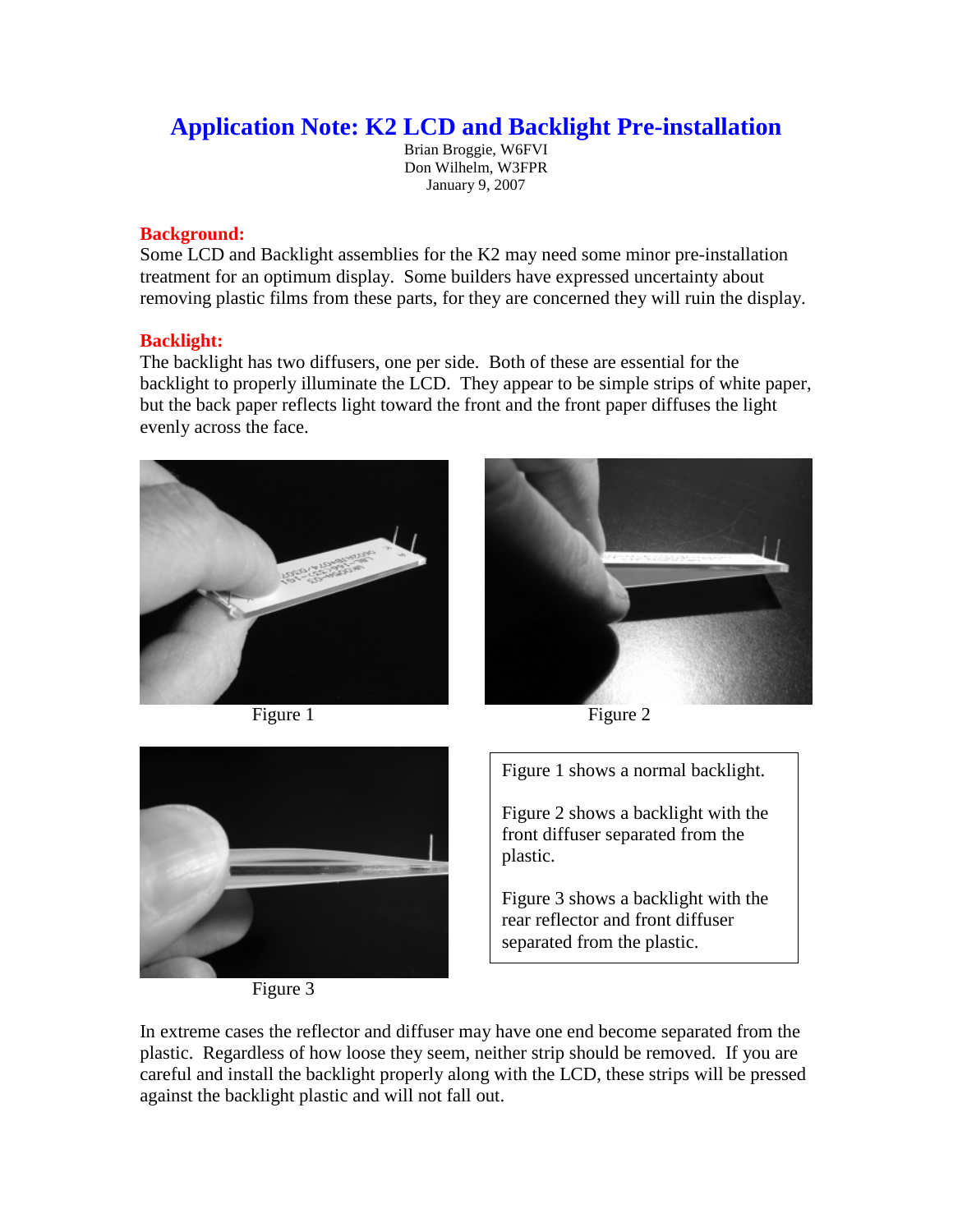# Application Note: K2 LCD and Backlight Pre-installation

Brian Broggie, W6FVI
Don Wilhelm, W3FPR
January 9, 2007

## Background:

Some LCD and Backlight assemblies for the K2 may need some minor pre-installation treatment for an optimum display. Some builders have expressed uncertainty about removing plastic films from these parts, for they are concerned they will ruin the display.

## Backlight:

The backlight has two diffusers, one per side. Both of these are essential for the backlight to properly illuminate the LCD. They appear to be simple strips of white paper, but the back paper reflects light toward the front and the front paper diffuses the light evenly across the face.

Figure 1

Figure 2

Figure 3

Figure 1 shows a normal backlight.

Figure 2 shows a backlight with the front diffuser separated from the plastic.

Figure 3 shows a backlight with the rear reflector and front diffuser separated from the plastic.

In extreme cases the reflector and diffuser may have one end become separated from the plastic. Regardless of how loose they seem, neither strip should be removed. If you are careful and install the backlight properly along with the LCD, these strips will be pressed against the backlight plastic and will not fall out.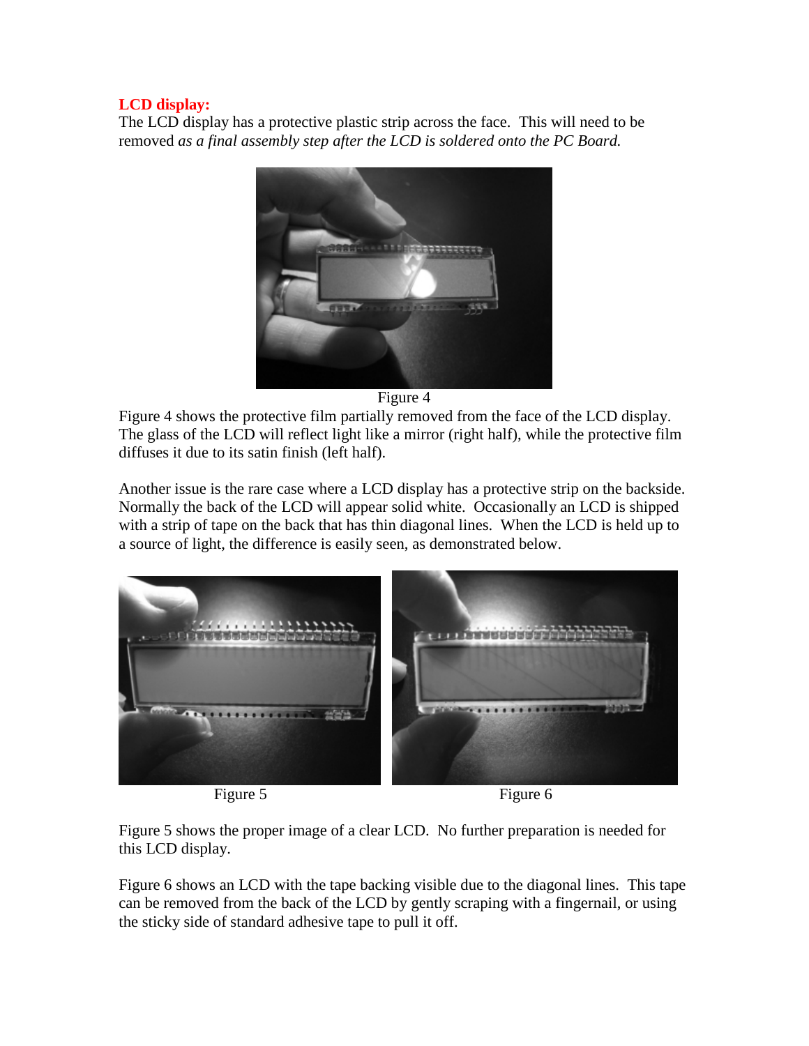**LCD display:**

The LCD display has a protective plastic strip across the face. This will need to be removed *as a final assembly step after the LCD is soldered onto the PC Board.*

Figure 4

Figure 4 shows the protective film partially removed from the face of the LCD display. The glass of the LCD will reflect light like a mirror (right half), while the protective film diffuses it due to its satin finish (left half).

Another issue is the rare case where a LCD display has a protective strip on the backside. Normally the back of the LCD will appear solid white. Occasionally an LCD is shipped with a strip of tape on the back that has thin diagonal lines. When the LCD is held up to a source of light, the difference is easily seen, as demonstrated below.

Figure 5

Figure 6

Figure 5 shows the proper image of a clear LCD. No further preparation is needed for this LCD display.

Figure 6 shows an LCD with the tape backing visible due to the diagonal lines. This tape can be removed from the back of the LCD by gently scraping with a fingernail, or using the sticky side of standard adhesive tape to pull it off.